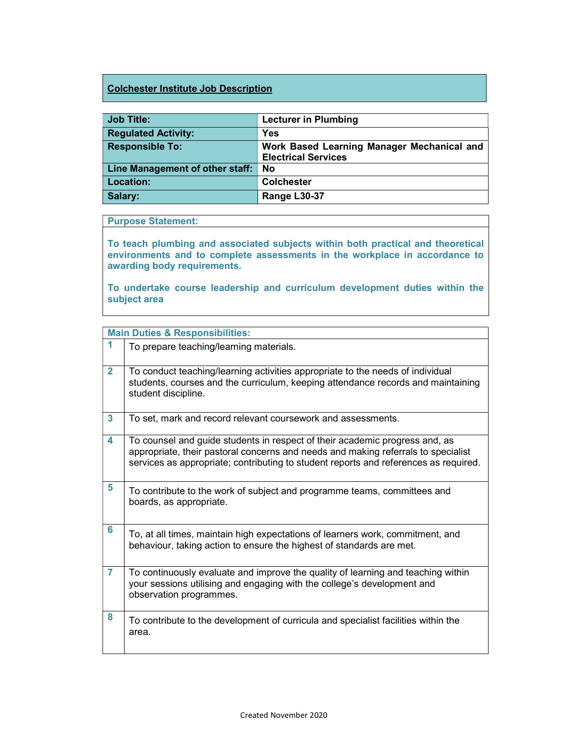## Colchester Institute Job Description

| Job Title: | Lecturer in Plumbing |
|---|---|
| Regulated Activity: | Yes |
| Responsible To: | Work Based Learning Manager Mechanical and Electrical Services |
| Line Management of other staff: | No |
| Location: | Colchester |
| Salary: | Range L30-37 |

### Purpose Statement:

**To teach plumbing and associated subjects within both practical and theoretical environments and to complete assessments in the workplace in accordance to awarding body requirements.**

**To undertake course leadership and curriculum development duties within the subject area**

### Main Duties & Responsibilities:

| | |
|---|---|
| 1 | To prepare teaching/learning materials. |
| 2 | To conduct teaching/learning activities appropriate to the needs of individual students, courses and the curriculum, keeping attendance records and maintaining student discipline. |
| 3 | To set, mark and record relevant coursework and assessments. |
| 4 | To counsel and guide students in respect of their academic progress and, as appropriate, their pastoral concerns and needs and making referrals to specialist services as appropriate; contributing to student reports and references as required. |
| 5 | To contribute to the work of subject and programme teams, committees and boards, as appropriate. |
| 6 | To, at all times, maintain high expectations of learners work, commitment, and behaviour, taking action to ensure the highest of standards are met. |
| 7 | To continuously evaluate and improve the quality of learning and teaching within your sessions utilising and engaging with the college's development and observation programmes. |
| 8 | To contribute to the development of curricula and specialist facilities within the area. |

Created November 2020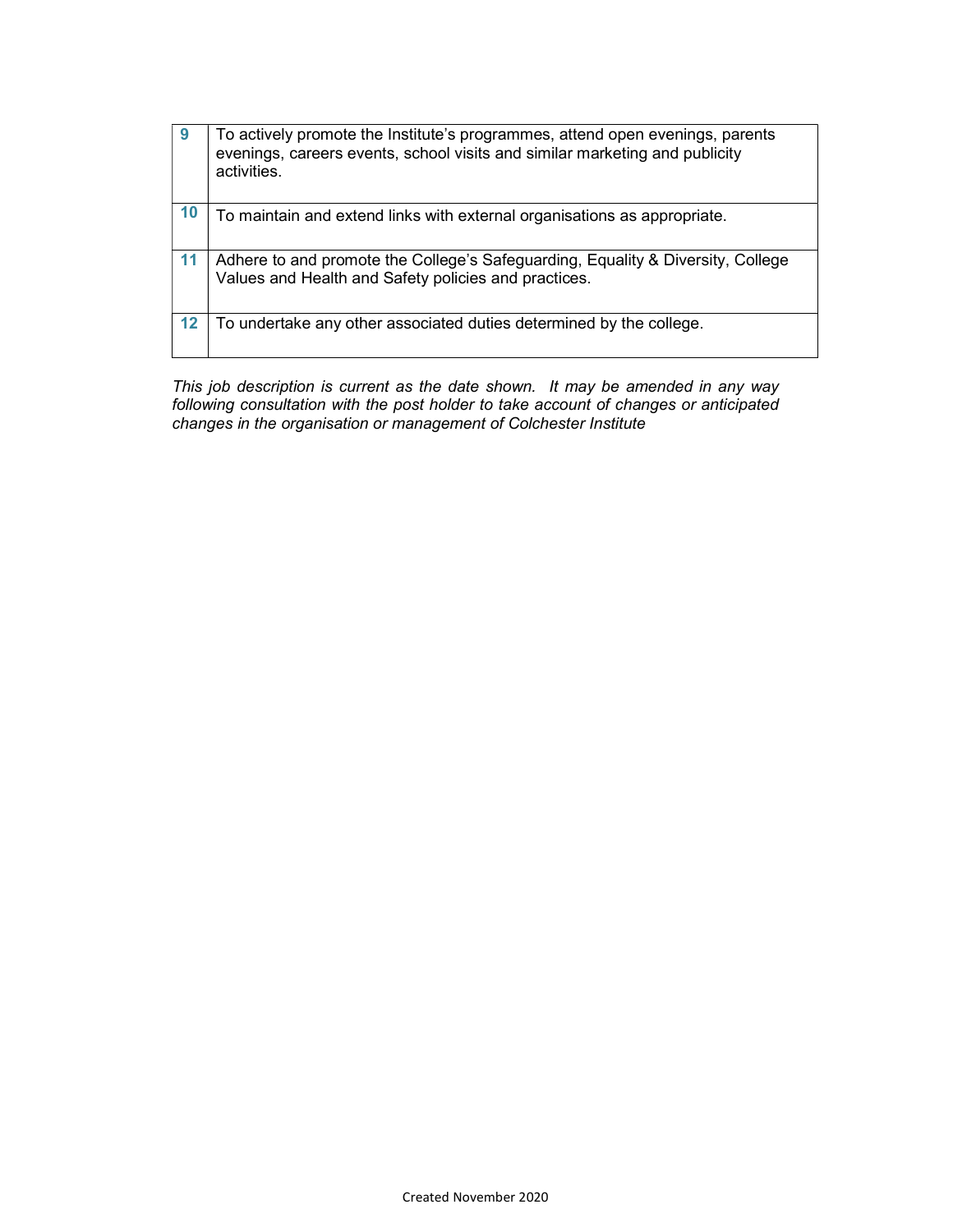| | |
|---|---|
| 9 | To actively promote the Institute's programmes, attend open evenings, parents evenings, careers events, school visits and similar marketing and publicity activities. |
| 10 | To maintain and extend links with external organisations as appropriate. |
| 11 | Adhere to and promote the College's Safeguarding, Equality & Diversity, College Values and Health and Safety policies and practices. |
| 12 | To undertake any other associated duties determined by the college. |

*This job description is current as the date shown. It may be amended in any way following consultation with the post holder to take account of changes or anticipated changes in the organisation or management of Colchester Institute*

Created November 2020